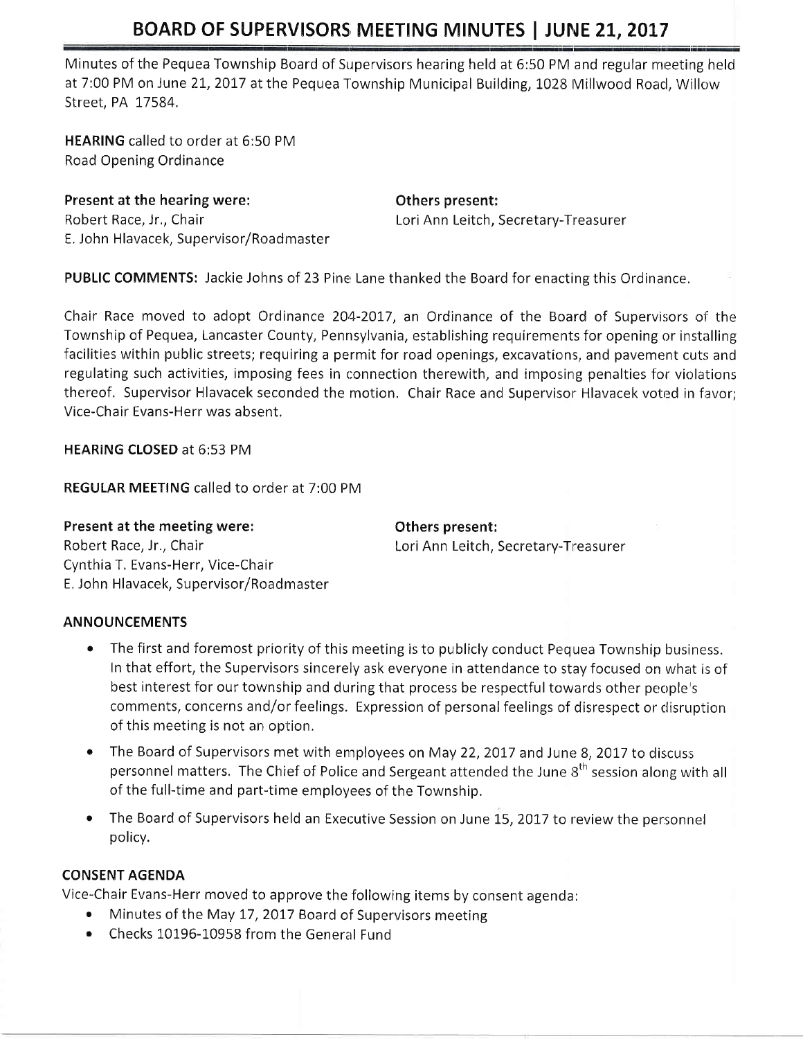# BOARD OF SUPERVISORS MEETING MINUTES | JUNE 21, 2017

Minutes of the Pequea Township Board of Supervisors hearing held at 6:50 PM and regular meeting held at 7:00 PM on June 21, 2017 at the Pequea Township Municipal Building, 1028 Millwood Road, Willow Street, PA 17584.

**HEARING** called to order at 6:50 PM
Road Opening Ordinance

**Present at the hearing were:**
Robert Race, Jr., Chair
E. John Hlavacek, Supervisor/Roadmaster

**Others present:**
Lori Ann Leitch, Secretary-Treasurer

**PUBLIC COMMENTS:** Jackie Johns of 23 Pine Lane thanked the Board for enacting this Ordinance.

Chair Race moved to adopt Ordinance 204-2017, an Ordinance of the Board of Supervisors of the Township of Pequea, Lancaster County, Pennsylvania, establishing requirements for opening or installing facilities within public streets; requiring a permit for road openings, excavations, and pavement cuts and regulating such activities, imposing fees in connection therewith, and imposing penalties for violations thereof. Supervisor Hlavacek seconded the motion. Chair Race and Supervisor Hlavacek voted in favor; Vice-Chair Evans-Herr was absent.

**HEARING CLOSED** at 6:53 PM

**REGULAR MEETING** called to order at 7:00 PM

**Present at the meeting were:**
Robert Race, Jr., Chair
Cynthia T. Evans-Herr, Vice-Chair
E. John Hlavacek, Supervisor/Roadmaster

**Others present:**
Lori Ann Leitch, Secretary-Treasurer

**ANNOUNCEMENTS**

- The first and foremost priority of this meeting is to publicly conduct Pequea Township business. In that effort, the Supervisors sincerely ask everyone in attendance to stay focused on what is of best interest for our township and during that process be respectful towards other people's comments, concerns and/or feelings. Expression of personal feelings of disrespect or disruption of this meeting is not an option.
- The Board of Supervisors met with employees on May 22, 2017 and June 8, 2017 to discuss personnel matters. The Chief of Police and Sergeant attended the June 8th session along with all of the full-time and part-time employees of the Township.
- The Board of Supervisors held an Executive Session on June 15, 2017 to review the personnel policy.

**CONSENT AGENDA**

Vice-Chair Evans-Herr moved to approve the following items by consent agenda:

- Minutes of the May 17, 2017 Board of Supervisors meeting
- Checks 10196-10958 from the General Fund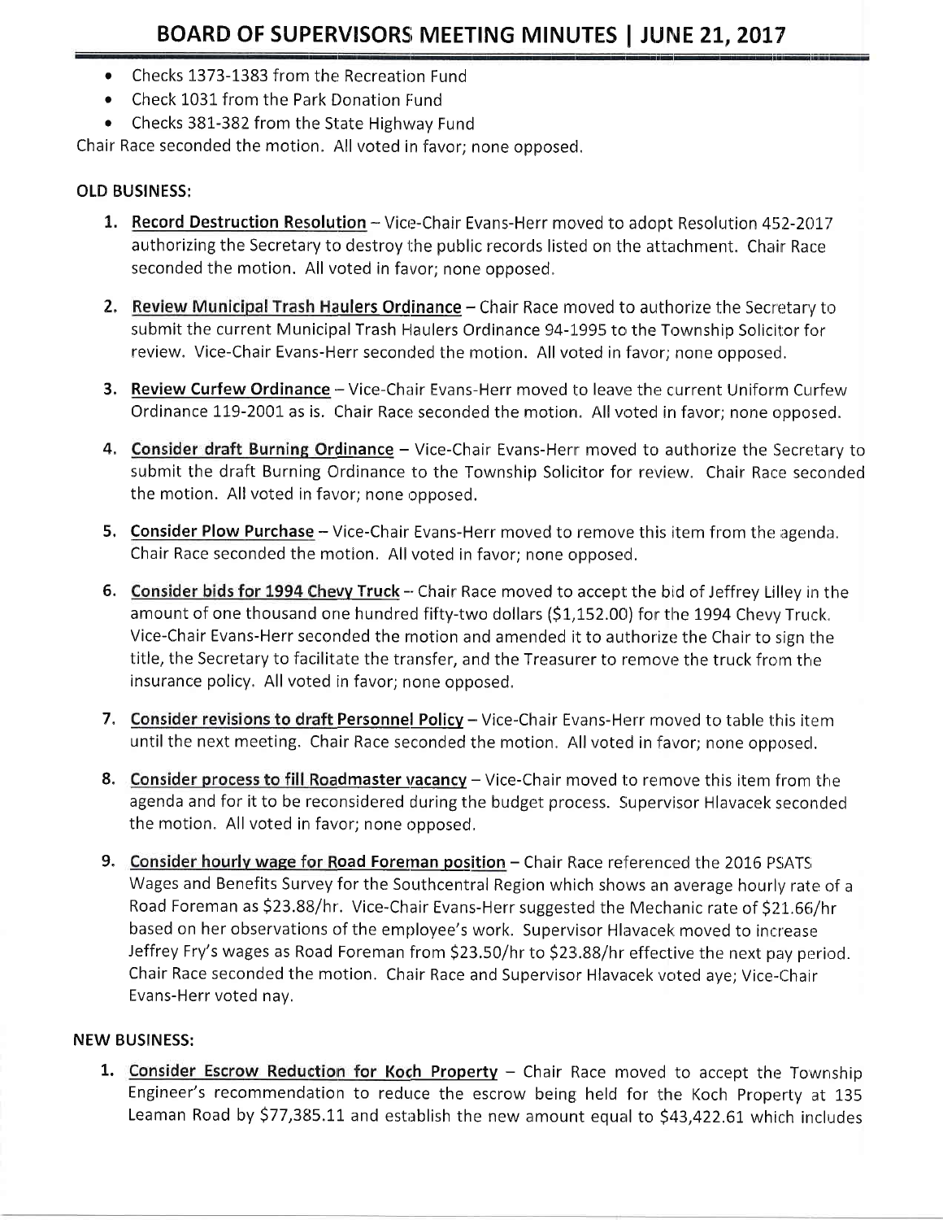- Checks 1373-1383 from the Recreation Fund
- Check 1031 from the Park Donation Fund
- Checks 381-382 from the State Highway Fund

Chair Race seconded the motion. All voted in favor; none opposed.

**OLD BUSINESS:**

1. **Record Destruction Resolution** – Vice-Chair Evans-Herr moved to adopt Resolution 452-2017 authorizing the Secretary to destroy the public records listed on the attachment. Chair Race seconded the motion. All voted in favor; none opposed.

2. **Review Municipal Trash Haulers Ordinance** – Chair Race moved to authorize the Secretary to submit the current Municipal Trash Haulers Ordinance 94-1995 to the Township Solicitor for review. Vice-Chair Evans-Herr seconded the motion. All voted in favor; none opposed.

3. **Review Curfew Ordinance** – Vice-Chair Evans-Herr moved to leave the current Uniform Curfew Ordinance 119-2001 as is. Chair Race seconded the motion. All voted in favor; none opposed.

4. **Consider draft Burning Ordinance** – Vice-Chair Evans-Herr moved to authorize the Secretary to submit the draft Burning Ordinance to the Township Solicitor for review. Chair Race seconded the motion. All voted in favor; none opposed.

5. **Consider Plow Purchase** – Vice-Chair Evans-Herr moved to remove this item from the agenda. Chair Race seconded the motion. All voted in favor; none opposed.

6. **Consider bids for 1994 Chevy Truck** – Chair Race moved to accept the bid of Jeffrey Lilley in the amount of one thousand one hundred fifty-two dollars ($1,152.00) for the 1994 Chevy Truck. Vice-Chair Evans-Herr seconded the motion and amended it to authorize the Chair to sign the title, the Secretary to facilitate the transfer, and the Treasurer to remove the truck from the insurance policy. All voted in favor; none opposed.

7. **Consider revisions to draft Personnel Policy** – Vice-Chair Evans-Herr moved to table this item until the next meeting. Chair Race seconded the motion. All voted in favor; none opposed.

8. **Consider process to fill Roadmaster vacancy** – Vice-Chair moved to remove this item from the agenda and for it to be reconsidered during the budget process. Supervisor Hlavacek seconded the motion. All voted in favor; none opposed.

9. **Consider hourly wage for Road Foreman position** – Chair Race referenced the 2016 PSATS Wages and Benefits Survey for the Southcentral Region which shows an average hourly rate of a Road Foreman as $23.88/hr. Vice-Chair Evans-Herr suggested the Mechanic rate of $21.66/hr based on her observations of the employee's work. Supervisor Hlavacek moved to increase Jeffrey Fry's wages as Road Foreman from $23.50/hr to $23.88/hr effective the next pay period. Chair Race seconded the motion. Chair Race and Supervisor Hlavacek voted aye; Vice-Chair Evans-Herr voted nay.

**NEW BUSINESS:**

1. **Consider Escrow Reduction for Koch Property** – Chair Race moved to accept the Township Engineer's recommendation to reduce the escrow being held for the Koch Property at 135 Leaman Road by $77,385.11 and establish the new amount equal to $43,422.61 which includes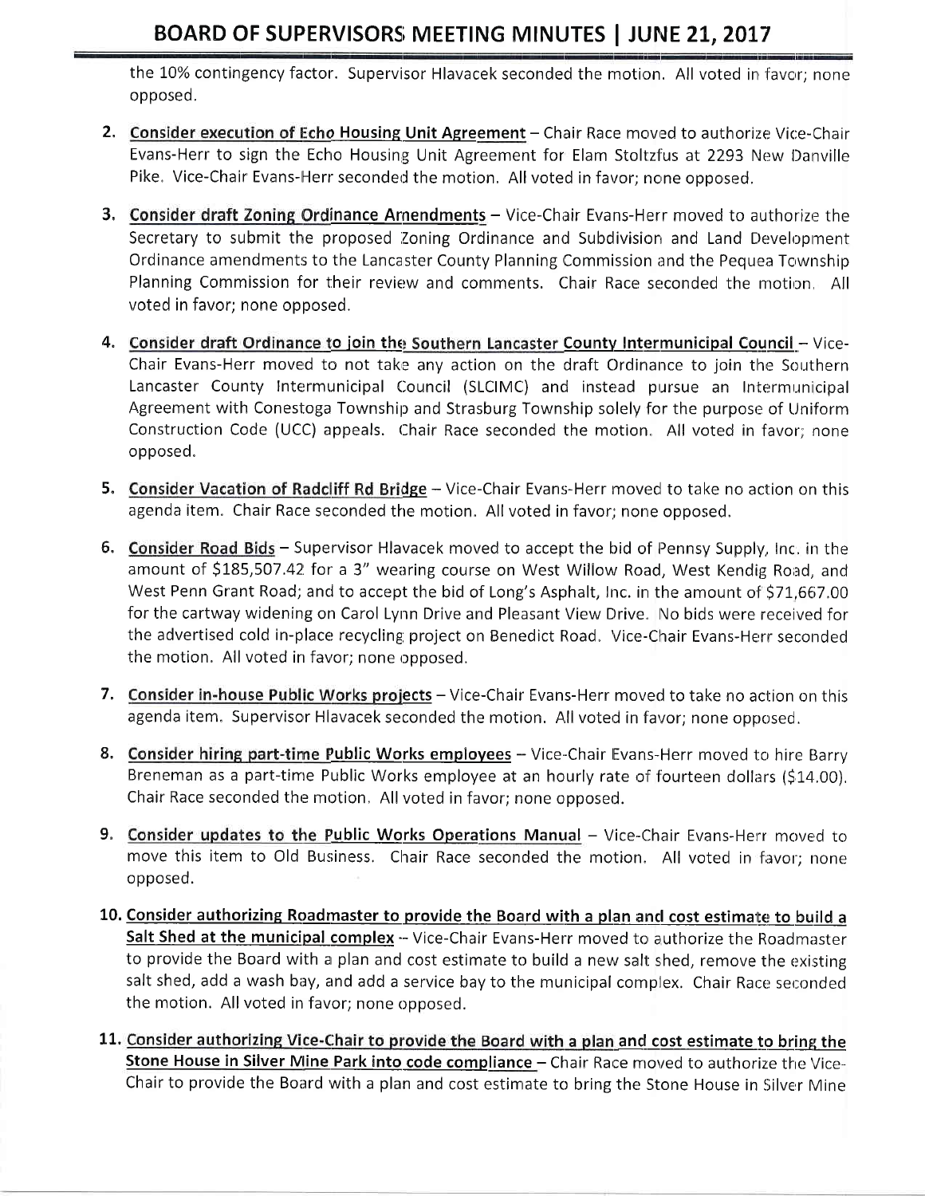the 10% contingency factor. Supervisor Hlavacek seconded the motion. All voted in favor; none opposed.

2. **Consider execution of Echo Housing Unit Agreement** – Chair Race moved to authorize Vice-Chair Evans-Herr to sign the Echo Housing Unit Agreement for Elam Stoltzfus at 2293 New Danville Pike. Vice-Chair Evans-Herr seconded the motion. All voted in favor; none opposed.

3. **Consider draft Zoning Ordinance Amendments** – Vice-Chair Evans-Herr moved to authorize the Secretary to submit the proposed Zoning Ordinance and Subdivision and Land Development Ordinance amendments to the Lancaster County Planning Commission and the Pequea Township Planning Commission for their review and comments. Chair Race seconded the motion. All voted in favor; none opposed.

4. **Consider draft Ordinance to join the Southern Lancaster County Intermunicipal Council** – Vice-Chair Evans-Herr moved to not take any action on the draft Ordinance to join the Southern Lancaster County Intermunicipal Council (SLCIMC) and instead pursue an Intermunicipal Agreement with Conestoga Township and Strasburg Township solely for the purpose of Uniform Construction Code (UCC) appeals. Chair Race seconded the motion. All voted in favor; none opposed.

5. **Consider Vacation of Radcliff Rd Bridge** – Vice-Chair Evans-Herr moved to take no action on this agenda item. Chair Race seconded the motion. All voted in favor; none opposed.

6. **Consider Road Bids** – Supervisor Hlavacek moved to accept the bid of Pennsy Supply, Inc. in the amount of $185,507.42 for a 3" wearing course on West Willow Road, West Kendig Road, and West Penn Grant Road; and to accept the bid of Long's Asphalt, Inc. in the amount of $71,667.00 for the cartway widening on Carol Lynn Drive and Pleasant View Drive. No bids were received for the advertised cold in-place recycling project on Benedict Road. Vice-Chair Evans-Herr seconded the motion. All voted in favor; none opposed.

7. **Consider in-house Public Works projects** – Vice-Chair Evans-Herr moved to take no action on this agenda item. Supervisor Hlavacek seconded the motion. All voted in favor; none opposed.

8. **Consider hiring part-time Public Works employees** – Vice-Chair Evans-Herr moved to hire Barry Breneman as a part-time Public Works employee at an hourly rate of fourteen dollars ($14.00). Chair Race seconded the motion. All voted in favor; none opposed.

9. **Consider updates to the Public Works Operations Manual** – Vice-Chair Evans-Herr moved to move this item to Old Business. Chair Race seconded the motion. All voted in favor; none opposed.

10. **Consider authorizing Roadmaster to provide the Board with a plan and cost estimate to build a Salt Shed at the municipal complex** – Vice-Chair Evans-Herr moved to authorize the Roadmaster to provide the Board with a plan and cost estimate to build a new salt shed, remove the existing salt shed, add a wash bay, and add a service bay to the municipal complex. Chair Race seconded the motion. All voted in favor; none opposed.

11. **Consider authorizing Vice-Chair to provide the Board with a plan and cost estimate to bring the Stone House in Silver Mine Park into code compliance** – Chair Race moved to authorize the Vice-Chair to provide the Board with a plan and cost estimate to bring the Stone House in Silver Mine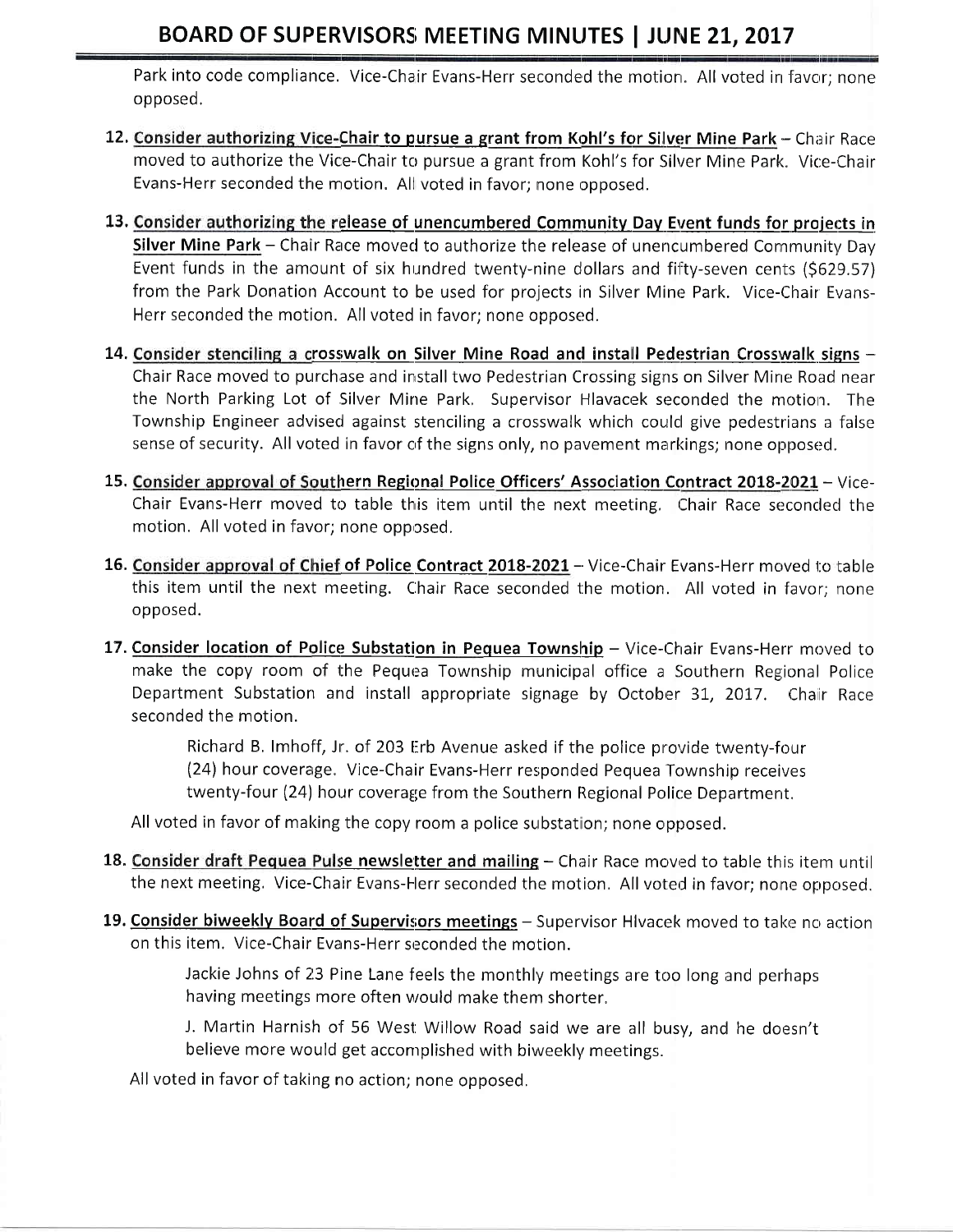Park into code compliance. Vice-Chair Evans-Herr seconded the motion. All voted in favor; none opposed.

12. **Consider authorizing Vice-Chair to pursue a grant from Kohl's for Silver Mine Park** – Chair Race moved to authorize the Vice-Chair to pursue a grant from Kohl's for Silver Mine Park. Vice-Chair Evans-Herr seconded the motion. All voted in favor; none opposed.

13. **Consider authorizing the release of unencumbered Community Day Event funds for projects in Silver Mine Park** – Chair Race moved to authorize the release of unencumbered Community Day Event funds in the amount of six hundred twenty-nine dollars and fifty-seven cents ($629.57) from the Park Donation Account to be used for projects in Silver Mine Park. Vice-Chair Evans-Herr seconded the motion. All voted in favor; none opposed.

14. **Consider stenciling a crosswalk on Silver Mine Road and install Pedestrian Crosswalk signs** – Chair Race moved to purchase and install two Pedestrian Crossing signs on Silver Mine Road near the North Parking Lot of Silver Mine Park. Supervisor Hlavacek seconded the motion. The Township Engineer advised against stenciling a crosswalk which could give pedestrians a false sense of security. All voted in favor of the signs only, no pavement markings; none opposed.

15. **Consider approval of Southern Regional Police Officers' Association Contract 2018-2021** – Vice-Chair Evans-Herr moved to table this item until the next meeting. Chair Race seconded the motion. All voted in favor; none opposed.

16. **Consider approval of Chief of Police Contract 2018-2021** – Vice-Chair Evans-Herr moved to table this item until the next meeting. Chair Race seconded the motion. All voted in favor; none opposed.

17. **Consider location of Police Substation in Pequea Township** – Vice-Chair Evans-Herr moved to make the copy room of the Pequea Township municipal office a Southern Regional Police Department Substation and install appropriate signage by October 31, 2017. Chair Race seconded the motion.

    Richard B. Imhoff, Jr. of 203 Erb Avenue asked if the police provide twenty-four (24) hour coverage. Vice-Chair Evans-Herr responded Pequea Township receives twenty-four (24) hour coverage from the Southern Regional Police Department.

    All voted in favor of making the copy room a police substation; none opposed.

18. **Consider draft Pequea Pulse newsletter and mailing** – Chair Race moved to table this item until the next meeting. Vice-Chair Evans-Herr seconded the motion. All voted in favor; none opposed.

19. **Consider biweekly Board of Supervisors meetings** – Supervisor Hlvacek moved to take no action on this item. Vice-Chair Evans-Herr seconded the motion.

    Jackie Johns of 23 Pine Lane feels the monthly meetings are too long and perhaps having meetings more often would make them shorter.

    J. Martin Harnish of 56 West Willow Road said we are all busy, and he doesn't believe more would get accomplished with biweekly meetings.

    All voted in favor of taking no action; none opposed.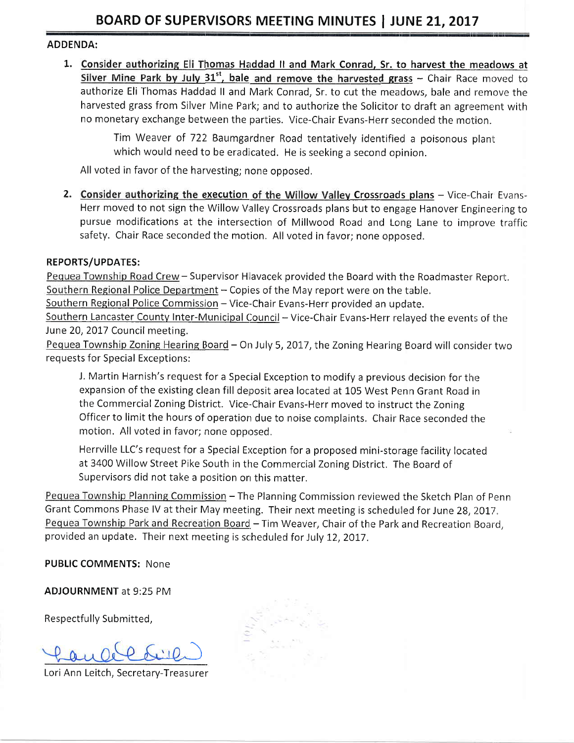# BOARD OF SUPERVISORS MEETING MINUTES | JUNE 21, 2017

**ADDENDA:**

1. **Consider authorizing Eli Thomas Haddad II and Mark Conrad, Sr. to harvest the meadows at Silver Mine Park by July 31st, bale and remove the harvested grass** – Chair Race moved to authorize Eli Thomas Haddad II and Mark Conrad, Sr. to cut the meadows, bale and remove the harvested grass from Silver Mine Park; and to authorize the Solicitor to draft an agreement with no monetary exchange between the parties. Vice-Chair Evans-Herr seconded the motion.

   Tim Weaver of 722 Baumgardner Road tentatively identified a poisonous plant which would need to be eradicated. He is seeking a second opinion.

   All voted in favor of the harvesting; none opposed.

2. **Consider authorizing the execution of the Willow Valley Crossroads plans** – Vice-Chair Evans-Herr moved to not sign the Willow Valley Crossroads plans but to engage Hanover Engineering to pursue modifications at the intersection of Millwood Road and Long Lane to improve traffic safety. Chair Race seconded the motion. All voted in favor; none opposed.

**REPORTS/UPDATES:**

Pequea Township Road Crew – Supervisor Hlavacek provided the Board with the Roadmaster Report.
Southern Regional Police Department – Copies of the May report were on the table.
Southern Regional Police Commission – Vice-Chair Evans-Herr provided an update.
Southern Lancaster County Inter-Municipal Council – Vice-Chair Evans-Herr relayed the events of the June 20, 2017 Council meeting.
Pequea Township Zoning Hearing Board – On July 5, 2017, the Zoning Hearing Board will consider two requests for Special Exceptions:

J. Martin Harnish's request for a Special Exception to modify a previous decision for the expansion of the existing clean fill deposit area located at 105 West Penn Grant Road in the Commercial Zoning District. Vice-Chair Evans-Herr moved to instruct the Zoning Officer to limit the hours of operation due to noise complaints. Chair Race seconded the motion. All voted in favor; none opposed.

Herrville LLC's request for a Special Exception for a proposed mini-storage facility located at 3400 Willow Street Pike South in the Commercial Zoning District. The Board of Supervisors did not take a position on this matter.

Pequea Township Planning Commission – The Planning Commission reviewed the Sketch Plan of Penn Grant Commons Phase IV at their May meeting. Their next meeting is scheduled for June 28, 2017.
Pequea Township Park and Recreation Board – Tim Weaver, Chair of the Park and Recreation Board, provided an update. Their next meeting is scheduled for July 12, 2017.

**PUBLIC COMMENTS:** None

**ADJOURNMENT** at 9:25 PM

Respectfully Submitted,

Lori Ann Leitch, Secretary-Treasurer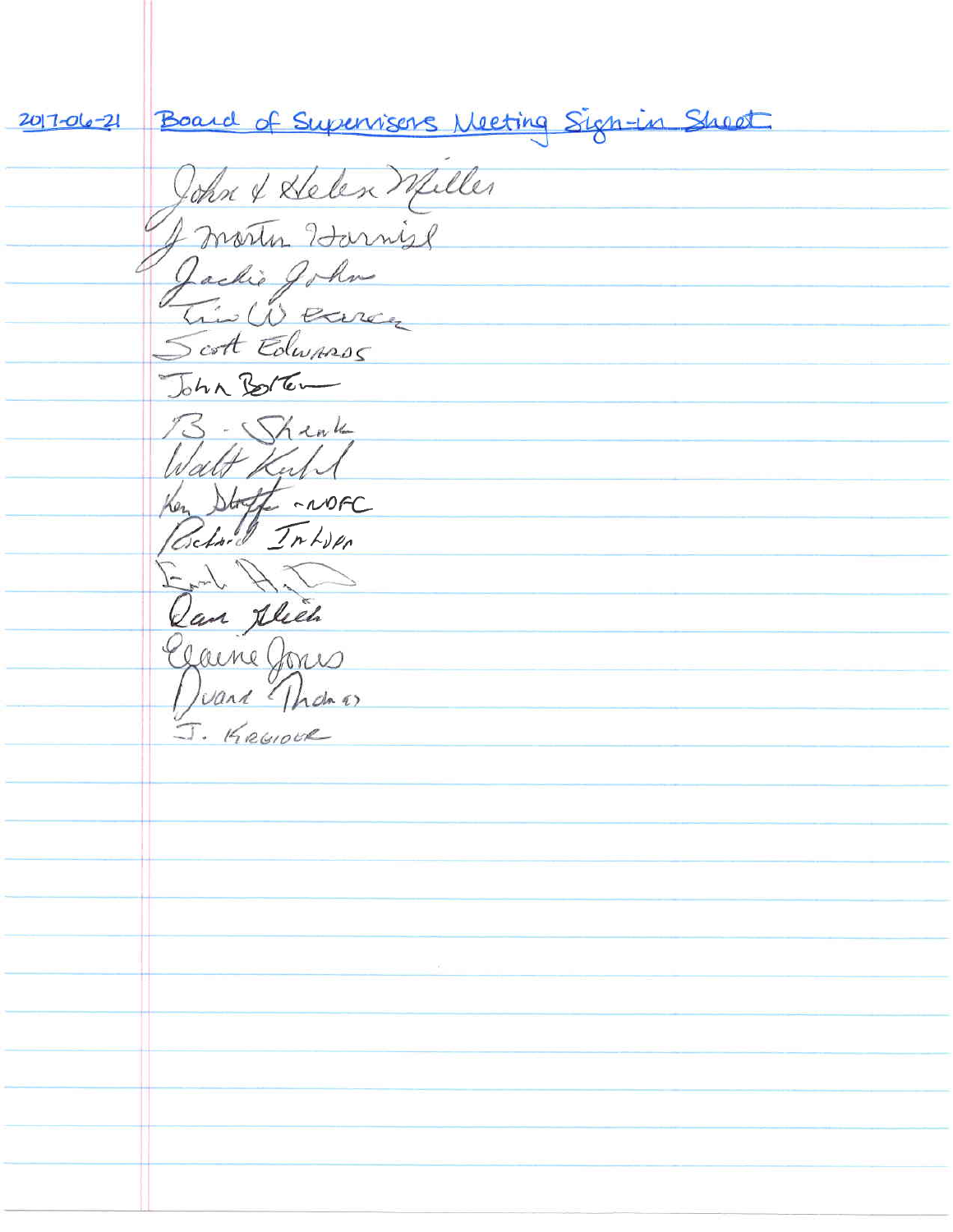2017-06-21 Board of Supervisors Meeting Sign-in Sheet

John & Helen Miller
J Martin Harnish
Jackie John
Tim W Evans
Scott Edwards
John Barton
B. Shenk
Walt Kuhl
Ken Stauffer - NDFC
Richard Inhoff
Earl H.
Dan Hleich
Elaine Jones
Duane Thomas
J. Kregiour